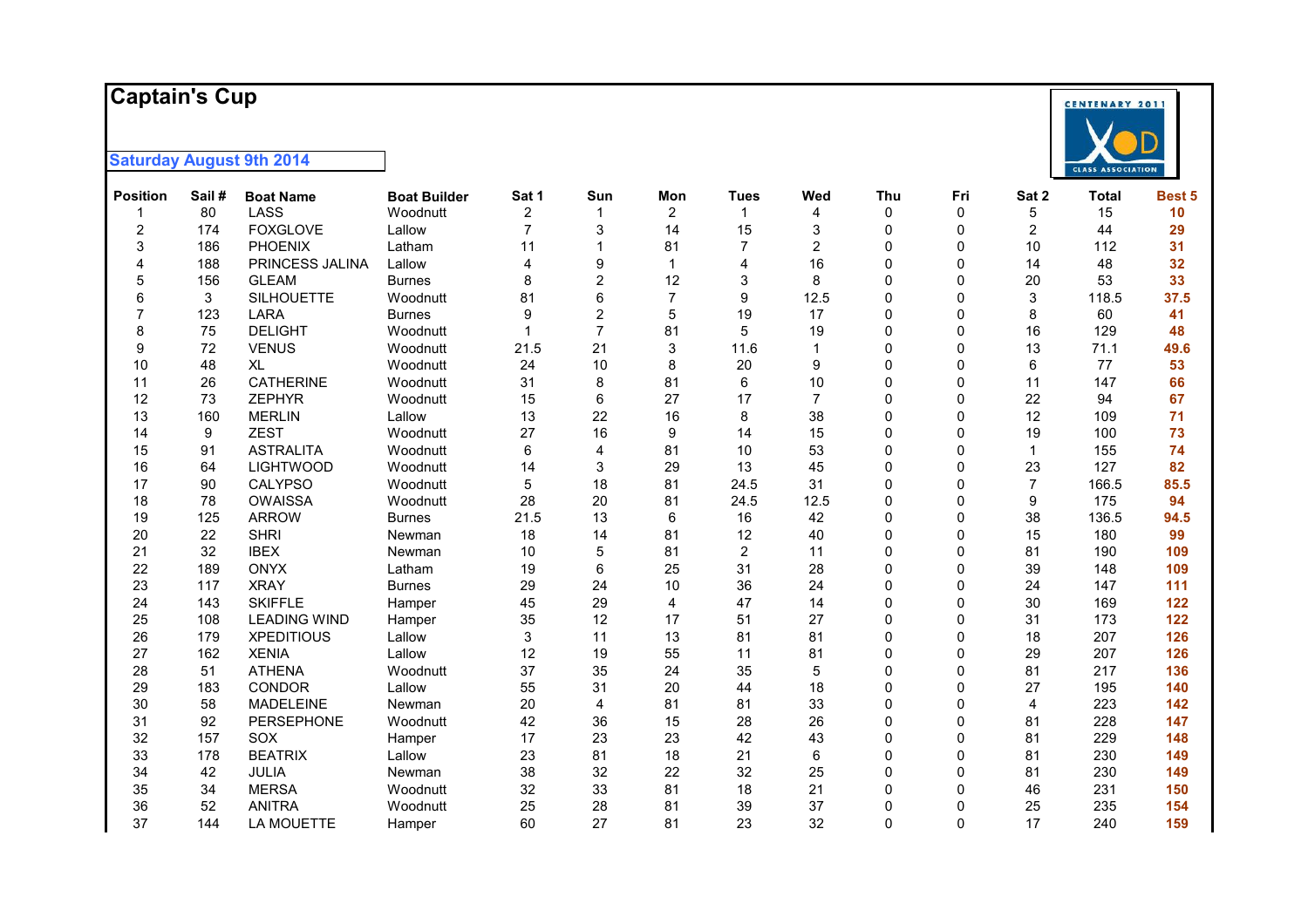# Captain's Cup

**Saturday August 9th 2014**

| Position | Sail # | Boat Name | Boat Builder | Sat 1 | Sun | Mon | Tues | Wed | Thu | Fri | Sat 2 | Total | Best 5 |
|---|---|---|---|---|---|---|---|---|---|---|---|---|---|
| 1 | 80 | LASS | Woodnutt | 2 | 1 | 2 | 1 | 4 | 0 | 0 | 5 | 15 | **10** |
| 2 | 174 | FOXGLOVE | Lallow | 7 | 3 | 14 | 15 | 3 | 0 | 0 | 2 | 44 | **29** |
| 3 | 186 | PHOENIX | Latham | 11 | 1 | 81 | 7 | 2 | 0 | 0 | 10 | 112 | **31** |
| 4 | 188 | PRINCESS JALINA | Lallow | 4 | 9 | 1 | 4 | 16 | 0 | 0 | 14 | 48 | **32** |
| 5 | 156 | GLEAM | Burnes | 8 | 2 | 12 | 3 | 8 | 0 | 0 | 20 | 53 | **33** |
| 6 | 3 | SILHOUETTE | Woodnutt | 81 | 6 | 7 | 9 | 12.5 | 0 | 0 | 3 | 118.5 | **37.5** |
| 7 | 123 | LARA | Burnes | 9 | 2 | 5 | 19 | 17 | 0 | 0 | 8 | 60 | **41** |
| 8 | 75 | DELIGHT | Woodnutt | 1 | 7 | 81 | 5 | 19 | 0 | 0 | 16 | 129 | **48** |
| 9 | 72 | VENUS | Woodnutt | 21.5 | 21 | 3 | 11.6 | 1 | 0 | 0 | 13 | 71.1 | **49.6** |
| 10 | 48 | XL | Woodnutt | 24 | 10 | 8 | 20 | 9 | 0 | 0 | 6 | 77 | **53** |
| 11 | 26 | CATHERINE | Woodnutt | 31 | 8 | 81 | 6 | 10 | 0 | 0 | 11 | 147 | **66** |
| 12 | 73 | ZEPHYR | Woodnutt | 15 | 6 | 27 | 17 | 7 | 0 | 0 | 22 | 94 | **67** |
| 13 | 160 | MERLIN | Lallow | 13 | 22 | 16 | 8 | 38 | 0 | 0 | 12 | 109 | **71** |
| 14 | 9 | ZEST | Woodnutt | 27 | 16 | 9 | 14 | 15 | 0 | 0 | 19 | 100 | **73** |
| 15 | 91 | ASTRALITA | Woodnutt | 6 | 4 | 81 | 10 | 53 | 0 | 0 | 1 | 155 | **74** |
| 16 | 64 | LIGHTWOOD | Woodnutt | 14 | 3 | 29 | 13 | 45 | 0 | 0 | 23 | 127 | **82** |
| 17 | 90 | CALYPSO | Woodnutt | 5 | 18 | 81 | 24.5 | 31 | 0 | 0 | 7 | 166.5 | **85.5** |
| 18 | 78 | OWAISSA | Woodnutt | 28 | 20 | 81 | 24.5 | 12.5 | 0 | 0 | 9 | 175 | **94** |
| 19 | 125 | ARROW | Burnes | 21.5 | 13 | 6 | 16 | 42 | 0 | 0 | 38 | 136.5 | **94.5** |
| 20 | 22 | SHRI | Newman | 18 | 14 | 81 | 12 | 40 | 0 | 0 | 15 | 180 | **99** |
| 21 | 32 | IBEX | Newman | 10 | 5 | 81 | 2 | 11 | 0 | 0 | 81 | 190 | **109** |
| 22 | 189 | ONYX | Latham | 19 | 6 | 25 | 31 | 28 | 0 | 0 | 39 | 148 | **109** |
| 23 | 117 | XRAY | Burnes | 29 | 24 | 10 | 36 | 24 | 0 | 0 | 24 | 147 | **111** |
| 24 | 143 | SKIFFLE | Hamper | 45 | 29 | 4 | 47 | 14 | 0 | 0 | 30 | 169 | **122** |
| 25 | 108 | LEADING WIND | Hamper | 35 | 12 | 17 | 51 | 27 | 0 | 0 | 31 | 173 | **122** |
| 26 | 179 | XPEDITIOUS | Lallow | 3 | 11 | 13 | 81 | 81 | 0 | 0 | 18 | 207 | **126** |
| 27 | 162 | XENIA | Lallow | 12 | 19 | 55 | 11 | 81 | 0 | 0 | 29 | 207 | **126** |
| 28 | 51 | ATHENA | Woodnutt | 37 | 35 | 24 | 35 | 5 | 0 | 0 | 81 | 217 | **136** |
| 29 | 183 | CONDOR | Lallow | 55 | 31 | 20 | 44 | 18 | 0 | 0 | 27 | 195 | **140** |
| 30 | 58 | MADELEINE | Newman | 20 | 4 | 81 | 81 | 33 | 0 | 0 | 4 | 223 | **142** |
| 31 | 92 | PERSEPHONE | Woodnutt | 42 | 36 | 15 | 28 | 26 | 0 | 0 | 81 | 228 | **147** |
| 32 | 157 | SOX | Hamper | 17 | 23 | 23 | 42 | 43 | 0 | 0 | 81 | 229 | **148** |
| 33 | 178 | BEATRIX | Lallow | 23 | 81 | 18 | 21 | 6 | 0 | 0 | 81 | 230 | **149** |
| 34 | 42 | JULIA | Newman | 38 | 32 | 22 | 32 | 25 | 0 | 0 | 81 | 230 | **149** |
| 35 | 34 | MERSA | Woodnutt | 32 | 33 | 81 | 18 | 21 | 0 | 0 | 46 | 231 | **150** |
| 36 | 52 | ANITRA | Woodnutt | 25 | 28 | 81 | 39 | 37 | 0 | 0 | 25 | 235 | **154** |
| 37 | 144 | LA MOUETTE | Hamper | 60 | 27 | 81 | 23 | 32 | 0 | 0 | 17 | 240 | **159** |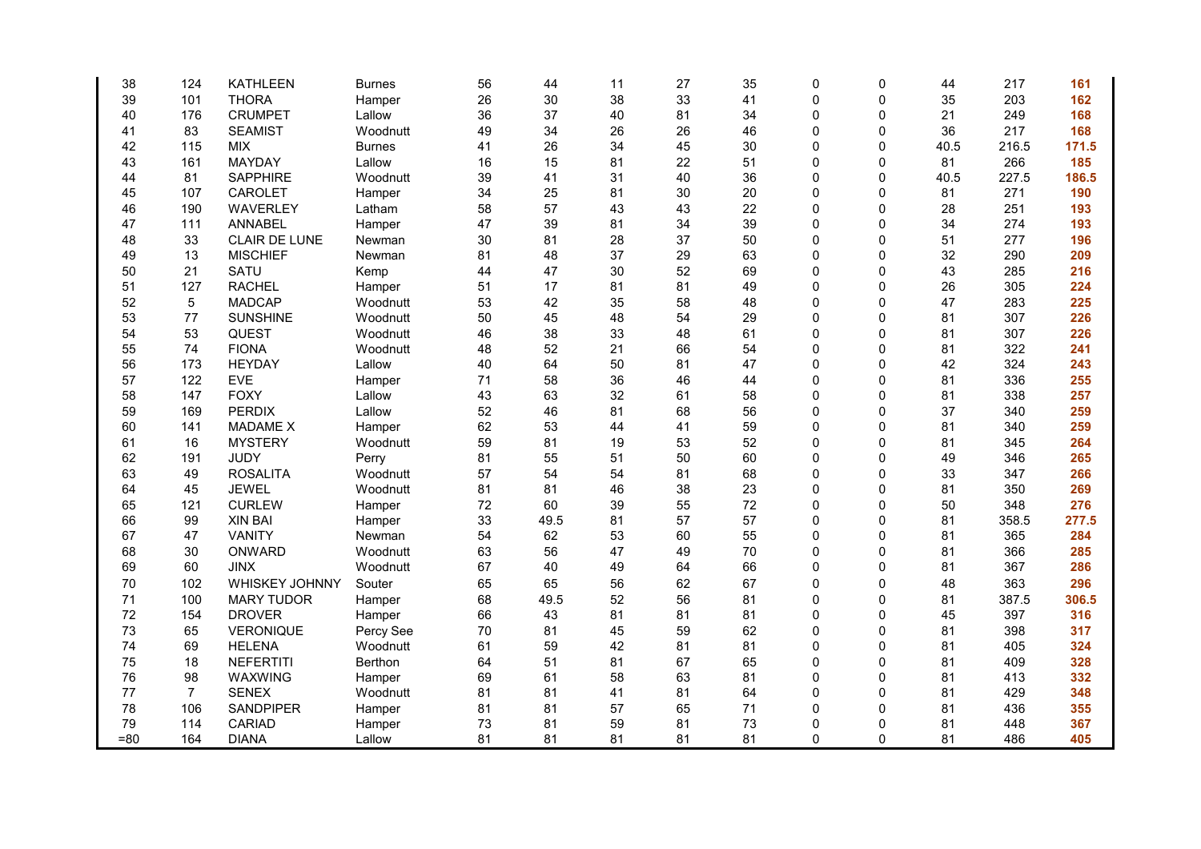| | | | | | | | | | | | | | |
|---|---|---|---|---|---|---|---|---|---|---|---|---|---|
| 38 | 124 | KATHLEEN | Burnes | 56 | 44 | 11 | 27 | 35 | 0 | 0 | 44 | 217 | **161** |
| 39 | 101 | THORA | Hamper | 26 | 30 | 38 | 33 | 41 | 0 | 0 | 35 | 203 | **162** |
| 40 | 176 | CRUMPET | Lallow | 36 | 37 | 40 | 81 | 34 | 0 | 0 | 21 | 249 | **168** |
| 41 | 83 | SEAMIST | Woodnutt | 49 | 34 | 26 | 26 | 46 | 0 | 0 | 36 | 217 | **168** |
| 42 | 115 | MIX | Burnes | 41 | 26 | 34 | 45 | 30 | 0 | 0 | 40.5 | 216.5 | **171.5** |
| 43 | 161 | MAYDAY | Lallow | 16 | 15 | 81 | 22 | 51 | 0 | 0 | 81 | 266 | **185** |
| 44 | 81 | SAPPHIRE | Woodnutt | 39 | 41 | 31 | 40 | 36 | 0 | 0 | 40.5 | 227.5 | **186.5** |
| 45 | 107 | CAROLET | Hamper | 34 | 25 | 81 | 30 | 20 | 0 | 0 | 81 | 271 | **190** |
| 46 | 190 | WAVERLEY | Latham | 58 | 57 | 43 | 43 | 22 | 0 | 0 | 28 | 251 | **193** |
| 47 | 111 | ANNABEL | Hamper | 47 | 39 | 81 | 34 | 39 | 0 | 0 | 34 | 274 | **193** |
| 48 | 33 | CLAIR DE LUNE | Newman | 30 | 81 | 28 | 37 | 50 | 0 | 0 | 51 | 277 | **196** |
| 49 | 13 | MISCHIEF | Newman | 81 | 48 | 37 | 29 | 63 | 0 | 0 | 32 | 290 | **209** |
| 50 | 21 | SATU | Kemp | 44 | 47 | 30 | 52 | 69 | 0 | 0 | 43 | 285 | **216** |
| 51 | 127 | RACHEL | Hamper | 51 | 17 | 81 | 81 | 49 | 0 | 0 | 26 | 305 | **224** |
| 52 | 5 | MADCAP | Woodnutt | 53 | 42 | 35 | 58 | 48 | 0 | 0 | 47 | 283 | **225** |
| 53 | 77 | SUNSHINE | Woodnutt | 50 | 45 | 48 | 54 | 29 | 0 | 0 | 81 | 307 | **226** |
| 54 | 53 | QUEST | Woodnutt | 46 | 38 | 33 | 48 | 61 | 0 | 0 | 81 | 307 | **226** |
| 55 | 74 | FIONA | Woodnutt | 48 | 52 | 21 | 66 | 54 | 0 | 0 | 81 | 322 | **241** |
| 56 | 173 | HEYDAY | Lallow | 40 | 64 | 50 | 81 | 47 | 0 | 0 | 42 | 324 | **243** |
| 57 | 122 | EVE | Hamper | 71 | 58 | 36 | 46 | 44 | 0 | 0 | 81 | 336 | **255** |
| 58 | 147 | FOXY | Lallow | 43 | 63 | 32 | 61 | 58 | 0 | 0 | 81 | 338 | **257** |
| 59 | 169 | PERDIX | Lallow | 52 | 46 | 81 | 68 | 56 | 0 | 0 | 37 | 340 | **259** |
| 60 | 141 | MADAME X | Hamper | 62 | 53 | 44 | 41 | 59 | 0 | 0 | 81 | 340 | **259** |
| 61 | 16 | MYSTERY | Woodnutt | 59 | 81 | 19 | 53 | 52 | 0 | 0 | 81 | 345 | **264** |
| 62 | 191 | JUDY | Perry | 81 | 55 | 51 | 50 | 60 | 0 | 0 | 49 | 346 | **265** |
| 63 | 49 | ROSALITA | Woodnutt | 57 | 54 | 54 | 81 | 68 | 0 | 0 | 33 | 347 | **266** |
| 64 | 45 | JEWEL | Woodnutt | 81 | 81 | 46 | 38 | 23 | 0 | 0 | 81 | 350 | **269** |
| 65 | 121 | CURLEW | Hamper | 72 | 60 | 39 | 55 | 72 | 0 | 0 | 50 | 348 | **276** |
| 66 | 99 | XIN BAI | Hamper | 33 | 49.5 | 81 | 57 | 57 | 0 | 0 | 81 | 358.5 | **277.5** |
| 67 | 47 | VANITY | Newman | 54 | 62 | 53 | 60 | 55 | 0 | 0 | 81 | 365 | **284** |
| 68 | 30 | ONWARD | Woodnutt | 63 | 56 | 47 | 49 | 70 | 0 | 0 | 81 | 366 | **285** |
| 69 | 60 | JINX | Woodnutt | 67 | 40 | 49 | 64 | 66 | 0 | 0 | 81 | 367 | **286** |
| 70 | 102 | WHISKEY JOHNNY | Souter | 65 | 65 | 56 | 62 | 67 | 0 | 0 | 48 | 363 | **296** |
| 71 | 100 | MARY TUDOR | Hamper | 68 | 49.5 | 52 | 56 | 81 | 0 | 0 | 81 | 387.5 | **306.5** |
| 72 | 154 | DROVER | Hamper | 66 | 43 | 81 | 81 | 81 | 0 | 0 | 45 | 397 | **316** |
| 73 | 65 | VERONIQUE | Percy See | 70 | 81 | 45 | 59 | 62 | 0 | 0 | 81 | 398 | **317** |
| 74 | 69 | HELENA | Woodnutt | 61 | 59 | 42 | 81 | 81 | 0 | 0 | 81 | 405 | **324** |
| 75 | 18 | NEFERTITI | Berthon | 64 | 51 | 81 | 67 | 65 | 0 | 0 | 81 | 409 | **328** |
| 76 | 98 | WAXWING | Hamper | 69 | 61 | 58 | 63 | 81 | 0 | 0 | 81 | 413 | **332** |
| 77 | 7 | SENEX | Woodnutt | 81 | 81 | 41 | 81 | 64 | 0 | 0 | 81 | 429 | **348** |
| 78 | 106 | SANDPIPER | Hamper | 81 | 81 | 57 | 65 | 71 | 0 | 0 | 81 | 436 | **355** |
| 79 | 114 | CARIAD | Hamper | 73 | 81 | 59 | 81 | 73 | 0 | 0 | 81 | 448 | **367** |
| =80 | 164 | DIANA | Lallow | 81 | 81 | 81 | 81 | 81 | 0 | 0 | 81 | 486 | **405** |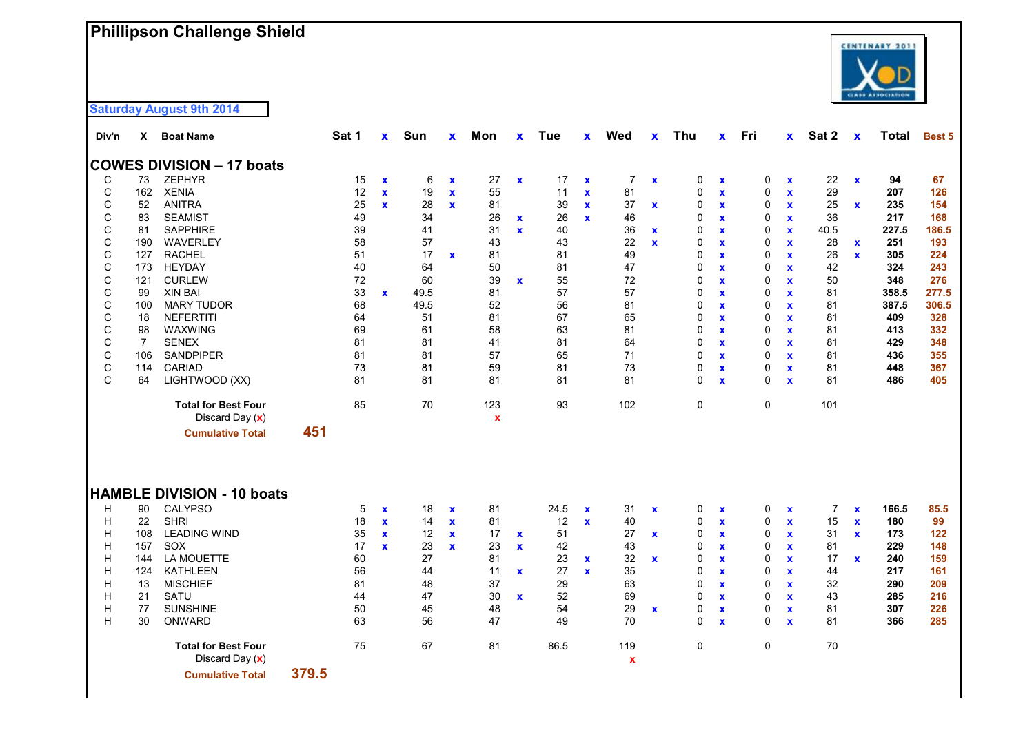# Phillipson Challenge Shield

Saturday August 9th 2014

| Div'n | X | Boat Name | Sat 1 | x | Sun | x | Mon | x | Tue | x | Wed | x | Thu | x | Fri | x | Sat 2 | x | Total | Best 5 |
|---|---|---|---|---|---|---|---|---|---|---|---|---|---|---|---|---|---|---|---|---|
| **COWES DIVISION – 17 boats** | | | | | | | | | | | | | | | | | | | | |
| C | 73 | ZEPHYR | 15 | x | 6 | x | 27 | x | 17 | x | 7 | x | 0 | x | 0 | x | 22 | x | 94 | 67 |
| C | 162 | XENIA | 12 | x | 19 | x | 55 | | 11 | x | 81 | | 0 | x | 0 | x | 29 | | 207 | 126 |
| C | 52 | ANITRA | 25 | x | 28 | x | 81 | | 39 | x | 37 | x | 0 | x | 0 | x | 25 | x | 235 | 154 |
| C | 83 | SEAMIST | 49 | | 34 | | 26 | x | 26 | x | 46 | | 0 | x | 0 | x | 36 | | 217 | 168 |
| C | 81 | SAPPHIRE | 39 | | 41 | | 31 | x | 40 | | 36 | x | 0 | x | 0 | x | 40.5 | | 227.5 | 186.5 |
| C | 190 | WAVERLEY | 58 | | 57 | | 43 | | 43 | | 22 | x | 0 | x | 0 | x | 28 | x | 251 | 193 |
| C | 127 | RACHEL | 51 | | 17 | x | 81 | | 81 | | 49 | | 0 | x | 0 | x | 26 | x | 305 | 224 |
| C | 173 | HEYDAY | 40 | | 64 | | 50 | | 81 | | 47 | | 0 | x | 0 | x | 42 | | 324 | 243 |
| C | 121 | CURLEW | 72 | | 60 | | 39 | x | 55 | | 72 | | 0 | x | 0 | x | 50 | | 348 | 276 |
| C | 99 | XIN BAI | 33 | x | 49.5 | | 81 | | 57 | | 57 | | 0 | x | 0 | x | 81 | | 358.5 | 277.5 |
| C | 100 | MARY TUDOR | 68 | | 49.5 | | 52 | | 56 | | 81 | | 0 | x | 0 | x | 81 | | 387.5 | 306.5 |
| C | 18 | NEFERTITI | 64 | | 51 | | 81 | | 67 | | 65 | | 0 | x | 0 | x | 81 | | 409 | 328 |
| C | 98 | WAXWING | 69 | | 61 | | 58 | | 63 | | 81 | | 0 | x | 0 | x | 81 | | 413 | 332 |
| C | 7 | SENEX | 81 | | 81 | | 41 | | 81 | | 64 | | 0 | x | 0 | x | 81 | | 429 | 348 |
| C | 106 | SANDPIPER | 81 | | 81 | | 57 | | 65 | | 71 | | 0 | x | 0 | x | 81 | | 436 | 355 |
| C | 114 | CARIAD | 73 | | 81 | | 59 | | 81 | | 73 | | 0 | x | 0 | x | 81 | | 448 | 367 |
| C | 64 | LIGHTWOOD (XX) | 81 | | 81 | | 81 | | 81 | | 81 | | 0 | x | 0 | x | 81 | | 486 | 405 |
| | | **Total for Best Four** | 85 | | 70 | | 123 | | 93 | | 102 | | 0 | | 0 | | 101 | | | |
| | | Discard Day (x) | | | | | x | | | | | | | | | | | | | |
| | | **Cumulative Total** | **451** | | | | | | | | | | | | | | | | | |

| Div'n | X | Boat Name | Sat 1 | x | Sun | x | Mon | x | Tue | x | Wed | x | Thu | x | Fri | x | Sat 2 | x | Total | Best 5 |
|---|---|---|---|---|---|---|---|---|---|---|---|---|---|---|---|---|---|---|---|---|
| **HAMBLE DIVISION - 10 boats** | | | | | | | | | | | | | | | | | | | | |
| H | 90 | CALYPSO | 5 | x | 18 | x | 81 | | 24.5 | x | 31 | x | 0 | x | 0 | x | 7 | x | 166.5 | 85.5 |
| H | 22 | SHRI | 18 | x | 14 | x | 81 | | 12 | x | 40 | | 0 | x | 0 | x | 15 | x | 180 | 99 |
| H | 108 | LEADING WIND | 35 | x | 12 | x | 17 | x | 51 | | 27 | x | 0 | x | 0 | x | 31 | x | 173 | 122 |
| H | 157 | SOX | 17 | x | 23 | x | 23 | x | 42 | | 43 | | 0 | x | 0 | x | 81 | | 229 | 148 |
| H | 144 | LA MOUETTE | 60 | | 27 | | 81 | | 23 | x | 32 | x | 0 | x | 0 | x | 17 | x | 240 | 159 |
| H | 124 | KATHLEEN | 56 | | 44 | | 11 | x | 27 | x | 35 | | 0 | x | 0 | x | 44 | | 217 | 161 |
| H | 13 | MISCHIEF | 81 | | 48 | | 37 | | 29 | | 63 | | 0 | x | 0 | x | 32 | | 290 | 209 |
| H | 21 | SATU | 44 | | 47 | | 30 | x | 52 | | 69 | | 0 | x | 0 | x | 43 | | 285 | 216 |
| H | 77 | SUNSHINE | 50 | | 45 | | 48 | | 54 | | 29 | x | 0 | x | 0 | x | 81 | | 307 | 226 |
| H | 30 | ONWARD | 63 | | 56 | | 47 | | 49 | | 70 | | 0 | x | 0 | x | 81 | | 366 | 285 |
| | | **Total for Best Four** | 75 | | 67 | | 81 | | 86.5 | | 119 | | 0 | | 0 | | 70 | | | |
| | | Discard Day (x) | | | | | | | | | x | | | | | | | | | |
| | | **Cumulative Total** | **379.5** | | | | | | | | | | | | | | | | | |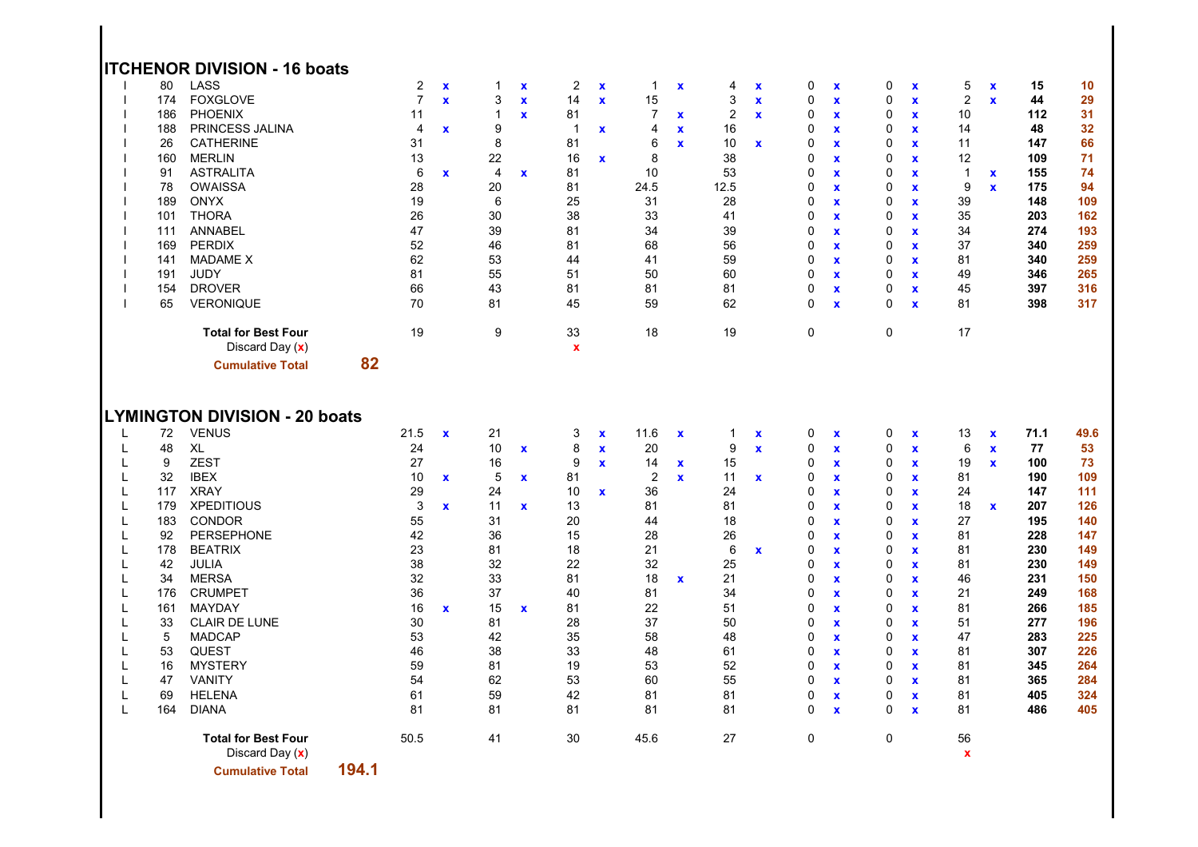## ITCHENOR DIVISION - 16 boats

| | | | | | | | | | | | | | | | | | | | | |
|---|---|---|---|---|---|---|---|---|---|---|---|---|---|---|---|---|---|---|---|---|
| I | 80 | LASS | 2 | x | 1 | x | 2 | x | 1 | x | 4 | x | 0 | x | 0 | x | 5 | x | **15** | **10** |
| I | 174 | FOXGLOVE | 7 | x | 3 | x | 14 | x | 15 | | 3 | x | 0 | x | 0 | x | 2 | x | **44** | **29** |
| I | 186 | PHOENIX | 11 | | 1 | x | 81 | | 7 | x | 2 | x | 0 | x | 0 | x | 10 | | **112** | **31** |
| I | 188 | PRINCESS JALINA | 4 | x | 9 | | 1 | x | 4 | x | 16 | | 0 | x | 0 | x | 14 | | **48** | **32** |
| I | 26 | CATHERINE | 31 | | 8 | | 81 | | 6 | x | 10 | x | 0 | x | 0 | x | 11 | | **147** | **66** |
| I | 160 | MERLIN | 13 | | 22 | | 16 | x | 8 | | 38 | | 0 | x | 0 | x | 12 | | **109** | **71** |
| I | 91 | ASTRALITA | 6 | x | 4 | x | 81 | | 10 | | 53 | | 0 | x | 0 | x | 1 | x | **155** | **74** |
| I | 78 | OWAISSA | 28 | | 20 | | 81 | | 24.5 | | 12.5 | | 0 | x | 0 | x | 9 | x | **175** | **94** |
| I | 189 | ONYX | 19 | | 6 | | 25 | | 31 | | 28 | | 0 | x | 0 | x | 39 | | **148** | **109** |
| I | 101 | THORA | 26 | | 30 | | 38 | | 33 | | 41 | | 0 | x | 0 | x | 35 | | **203** | **162** |
| I | 111 | ANNABEL | 47 | | 39 | | 81 | | 34 | | 39 | | 0 | x | 0 | x | 34 | | **274** | **193** |
| I | 169 | PERDIX | 52 | | 46 | | 81 | | 68 | | 56 | | 0 | x | 0 | x | 37 | | **340** | **259** |
| I | 141 | MADAME X | 62 | | 53 | | 44 | | 41 | | 59 | | 0 | x | 0 | x | 81 | | **340** | **259** |
| I | 191 | JUDY | 81 | | 55 | | 51 | | 50 | | 60 | | 0 | x | 0 | x | 49 | | **346** | **265** |
| I | 154 | DROVER | 66 | | 43 | | 81 | | 81 | | 81 | | 0 | x | 0 | x | 45 | | **397** | **316** |
| I | 65 | VERONIQUE | 70 | | 81 | | 45 | | 59 | | 62 | | 0 | x | 0 | x | 81 | | **398** | **317** |
| | | **Total for Best Four** | 19 | | 9 | | 33 | | 18 | | 19 | | 0 | | 0 | | 17 | | | |
| | | Discard Day (x) | | | | | x | | | | | | | | | | | | | |

**Cumulative Total** **82**

## LYMINGTON DIVISION - 20 boats

| | | | | | | | | | | | | | | | | | | | | |
|---|---|---|---|---|---|---|---|---|---|---|---|---|---|---|---|---|---|---|---|---|
| L | 72 | VENUS | 21.5 | x | 21 | | 3 | x | 11.6 | x | 1 | x | 0 | x | 0 | x | 13 | x | **71.1** | **49.6** |
| L | 48 | XL | 24 | | 10 | x | 8 | x | 20 | | 9 | x | 0 | x | 0 | x | 6 | x | **77** | **53** |
| L | 9 | ZEST | 27 | | 16 | | 9 | x | 14 | x | 15 | | 0 | x | 0 | x | 19 | x | **100** | **73** |
| L | 32 | IBEX | 10 | x | 5 | x | 81 | | 2 | x | 11 | x | 0 | x | 0 | x | 81 | | **190** | **109** |
| L | 117 | XRAY | 29 | | 24 | | 10 | x | 36 | | 24 | | 0 | x | 0 | x | 24 | | **147** | **111** |
| L | 179 | XPEDITIOUS | 3 | x | 11 | x | 13 | | 81 | | 81 | | 0 | x | 0 | x | 18 | x | **207** | **126** |
| L | 183 | CONDOR | 55 | | 31 | | 20 | | 44 | | 18 | | 0 | x | 0 | x | 27 | | **195** | **140** |
| L | 92 | PERSEPHONE | 42 | | 36 | | 15 | | 28 | | 26 | | 0 | x | 0 | x | 81 | | **228** | **147** |
| L | 178 | BEATRIX | 23 | | 81 | | 18 | | 21 | | 6 | x | 0 | x | 0 | x | 81 | | **230** | **149** |
| L | 42 | JULIA | 38 | | 32 | | 22 | | 32 | | 25 | | 0 | x | 0 | x | 81 | | **230** | **149** |
| L | 34 | MERSA | 32 | | 33 | | 81 | | 18 | x | 21 | | 0 | x | 0 | x | 46 | | **231** | **150** |
| L | 176 | CRUMPET | 36 | | 37 | | 40 | | 81 | | 34 | | 0 | x | 0 | x | 21 | | **249** | **168** |
| L | 161 | MAYDAY | 16 | x | 15 | x | 81 | | 22 | | 51 | | 0 | x | 0 | x | 81 | | **266** | **185** |
| L | 33 | CLAIR DE LUNE | 30 | | 81 | | 28 | | 37 | | 50 | | 0 | x | 0 | x | 51 | | **277** | **196** |
| L | 5 | MADCAP | 53 | | 42 | | 35 | | 58 | | 48 | | 0 | x | 0 | x | 47 | | **283** | **225** |
| L | 53 | QUEST | 46 | | 38 | | 33 | | 48 | | 61 | | 0 | x | 0 | x | 81 | | **307** | **226** |
| L | 16 | MYSTERY | 59 | | 81 | | 19 | | 53 | | 52 | | 0 | x | 0 | x | 81 | | **345** | **264** |
| L | 47 | VANITY | 54 | | 62 | | 53 | | 60 | | 55 | | 0 | x | 0 | x | 81 | | **365** | **284** |
| L | 69 | HELENA | 61 | | 59 | | 42 | | 81 | | 81 | | 0 | x | 0 | x | 81 | | **405** | **324** |
| L | 164 | DIANA | 81 | | 81 | | 81 | | 81 | | 81 | | 0 | x | 0 | x | 81 | | **486** | **405** |
| | | **Total for Best Four** | 50.5 | | 41 | | 30 | | 45.6 | | 27 | | 0 | | 0 | | 56 | | | |
| | | Discard Day (x) | | | | | | | | | | | | | | | x | | | |

**Cumulative Total** **194.1**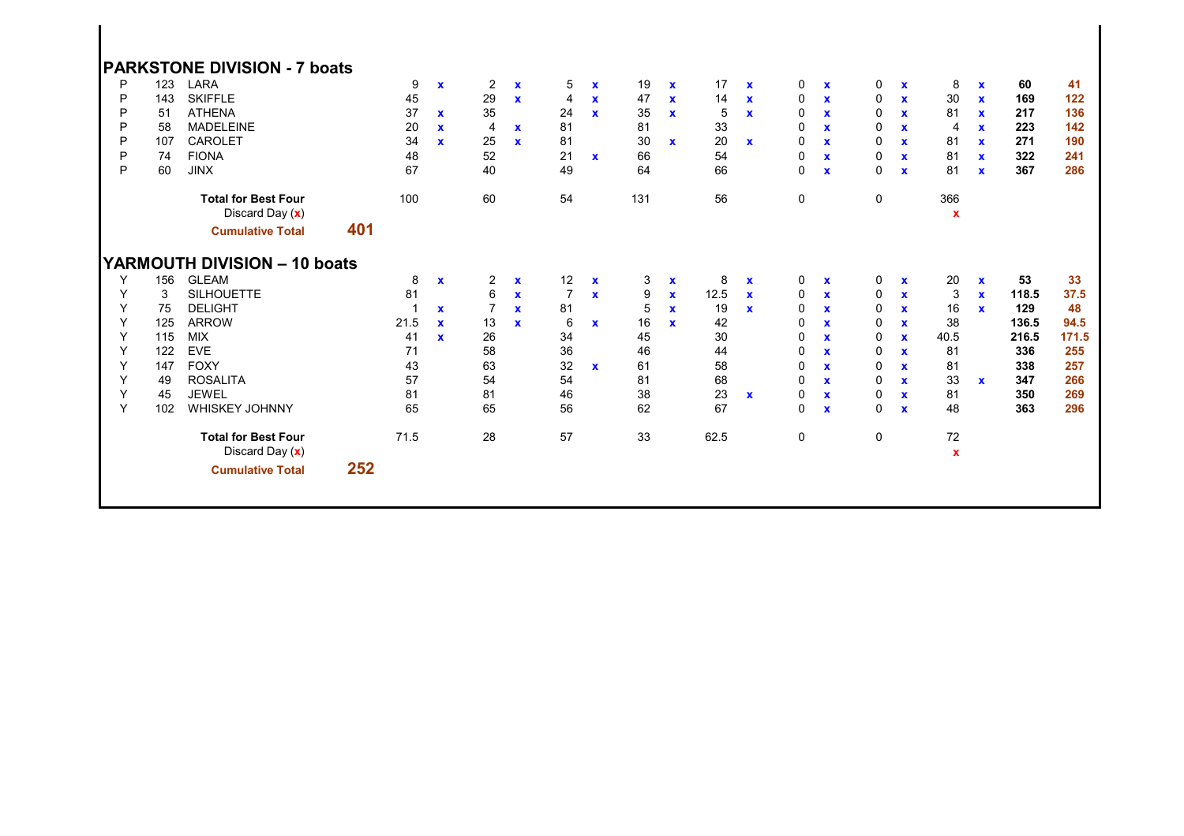## PARKSTONE DIVISION - 7 boats

| | | | | | | | | | | | | | | | | | | | | |
|---|---|---|---|---|---|---|---|---|---|---|---|---|---|---|---|---|---|---|---|---|
| P | 123 | LARA | 9 | x | 2 | x | 5 | x | 19 | x | 17 | x | 0 | x | 0 | x | 8 | x | 60 | 41 |
| P | 143 | SKIFFLE | 45 | | 29 | x | 4 | x | 47 | x | 14 | x | 0 | x | 0 | x | 30 | x | 169 | 122 |
| P | 51 | ATHENA | 37 | x | 35 | | 24 | x | 35 | x | 5 | x | 0 | x | 0 | x | 81 | x | 217 | 136 |
| P | 58 | MADELEINE | 20 | x | 4 | x | 81 | | 81 | | 33 | | 0 | x | 0 | x | 4 | x | 223 | 142 |
| P | 107 | CAROLET | 34 | x | 25 | x | 81 | | 30 | x | 20 | x | 0 | x | 0 | x | 81 | x | 271 | 190 |
| P | 74 | FIONA | 48 | | 52 | | 21 | x | 66 | | 54 | | 0 | x | 0 | x | 81 | x | 322 | 241 |
| P | 60 | JINX | 67 | | 40 | | 49 | | 64 | | 66 | | 0 | x | 0 | x | 81 | x | 367 | 286 |
| | | **Total for Best Four** | 100 | | 60 | | 54 | | 131 | | 56 | | 0 | | 0 | | 366 | | | |
| | | Discard Day (x) | | | | | | | | | | | | | | | x | | | |
| | | **Cumulative Total** **401** | | | | | | | | | | | | | | | | | | |

## YARMOUTH DIVISION – 10 boats

| | | | | | | | | | | | | | | | | | | | | |
|---|---|---|---|---|---|---|---|---|---|---|---|---|---|---|---|---|---|---|---|---|
| Y | 156 | GLEAM | 8 | x | 2 | x | 12 | x | 3 | x | 8 | x | 0 | x | 0 | x | 20 | x | 53 | 33 |
| Y | 3 | SILHOUETTE | 81 | | 6 | x | 7 | x | 9 | x | 12.5 | x | 0 | x | 0 | x | 3 | x | 118.5 | 37.5 |
| Y | 75 | DELIGHT | 1 | x | 7 | x | 81 | | 5 | x | 19 | x | 0 | x | 0 | x | 16 | x | 129 | 48 |
| Y | 125 | ARROW | 21.5 | x | 13 | x | 6 | x | 16 | x | 42 | | 0 | x | 0 | x | 38 | | 136.5 | 94.5 |
| Y | 115 | MIX | 41 | x | 26 | | 34 | | 45 | | 30 | | 0 | x | 0 | x | 40.5 | | 216.5 | 171.5 |
| Y | 122 | EVE | 71 | | 58 | | 36 | | 46 | | 44 | | 0 | x | 0 | x | 81 | | 336 | 255 |
| Y | 147 | FOXY | 43 | | 63 | | 32 | x | 61 | | 58 | | 0 | x | 0 | x | 81 | | 338 | 257 |
| Y | 49 | ROSALITA | 57 | | 54 | | 54 | | 81 | | 68 | | 0 | x | 0 | x | 33 | x | 347 | 266 |
| Y | 45 | JEWEL | 81 | | 81 | | 46 | | 38 | | 23 | x | 0 | x | 0 | x | 81 | | 350 | 269 |
| Y | 102 | WHISKEY JOHNNY | 65 | | 65 | | 56 | | 62 | | 67 | | 0 | x | 0 | x | 48 | | 363 | 296 |
| | | **Total for Best Four** | 71.5 | | 28 | | 57 | | 33 | | 62.5 | | 0 | | 0 | | 72 | | | |
| | | Discard Day (x) | | | | | | | | | | | | | | | x | | | |
| | | **Cumulative Total** **252** | | | | | | | | | | | | | | | | | | |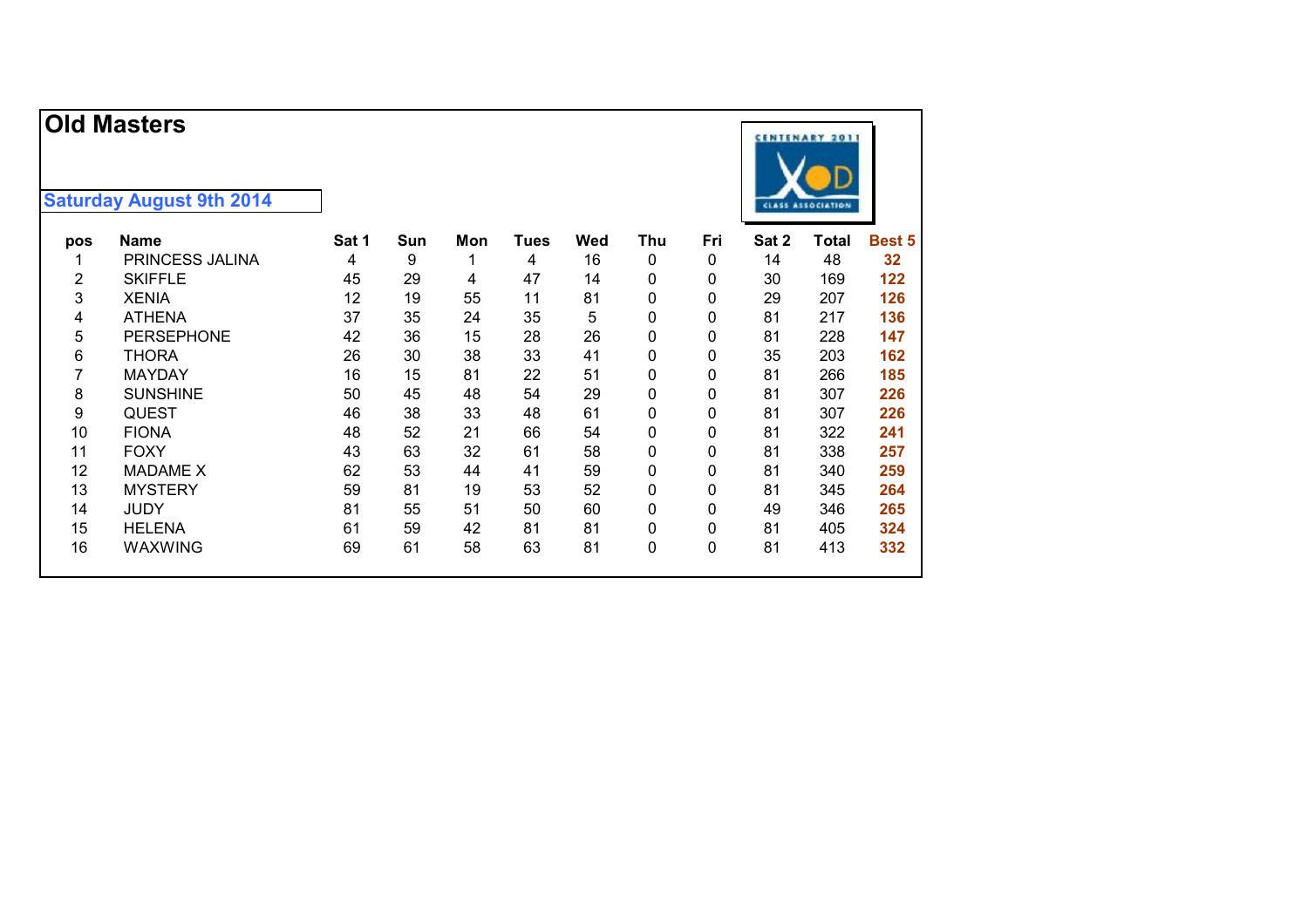# Old Masters

**Saturday August 9th 2014**

| pos | Name | Sat 1 | Sun | Mon | Tues | Wed | Thu | Fri | Sat 2 | Total | Best 5 |
|---|---|---|---|---|---|---|---|---|---|---|---|
| 1 | PRINCESS JALINA | 4 | 9 | 1 | 4 | 16 | 0 | 0 | 14 | 48 | **32** |
| 2 | SKIFFLE | 45 | 29 | 4 | 47 | 14 | 0 | 0 | 30 | 169 | **122** |
| 3 | XENIA | 12 | 19 | 55 | 11 | 81 | 0 | 0 | 29 | 207 | **126** |
| 4 | ATHENA | 37 | 35 | 24 | 35 | 5 | 0 | 0 | 81 | 217 | **136** |
| 5 | PERSEPHONE | 42 | 36 | 15 | 28 | 26 | 0 | 0 | 81 | 228 | **147** |
| 6 | THORA | 26 | 30 | 38 | 33 | 41 | 0 | 0 | 35 | 203 | **162** |
| 7 | MAYDAY | 16 | 15 | 81 | 22 | 51 | 0 | 0 | 81 | 266 | **185** |
| 8 | SUNSHINE | 50 | 45 | 48 | 54 | 29 | 0 | 0 | 81 | 307 | **226** |
| 9 | QUEST | 46 | 38 | 33 | 48 | 61 | 0 | 0 | 81 | 307 | **226** |
| 10 | FIONA | 48 | 52 | 21 | 66 | 54 | 0 | 0 | 81 | 322 | **241** |
| 11 | FOXY | 43 | 63 | 32 | 61 | 58 | 0 | 0 | 81 | 338 | **257** |
| 12 | MADAME X | 62 | 53 | 44 | 41 | 59 | 0 | 0 | 81 | 340 | **259** |
| 13 | MYSTERY | 59 | 81 | 19 | 53 | 52 | 0 | 0 | 81 | 345 | **264** |
| 14 | JUDY | 81 | 55 | 51 | 50 | 60 | 0 | 0 | 49 | 346 | **265** |
| 15 | HELENA | 61 | 59 | 42 | 81 | 81 | 0 | 0 | 81 | 405 | **324** |
| 16 | WAXWING | 69 | 61 | 58 | 63 | 81 | 0 | 0 | 81 | 413 | **332** |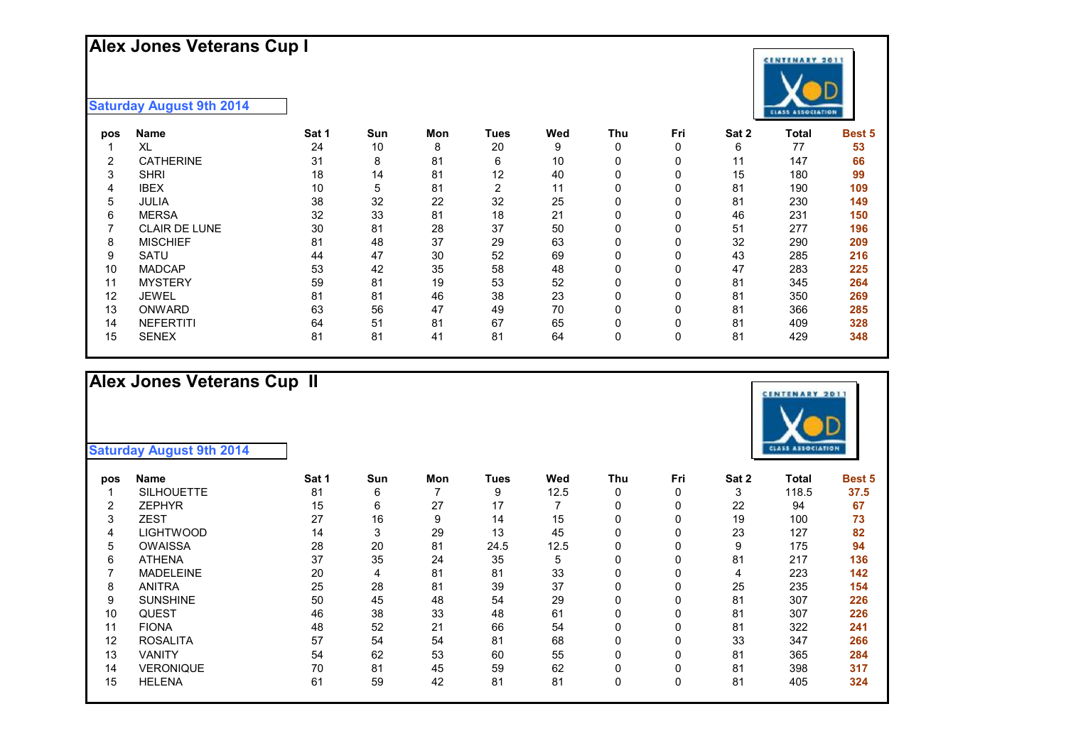# Alex Jones Veterans Cup I

**Saturday August 9th 2014**

| pos | Name | Sat 1 | Sun | Mon | Tues | Wed | Thu | Fri | Sat 2 | Total | Best 5 |
|---|---|---|---|---|---|---|---|---|---|---|---|
| 1 | XL | 24 | 10 | 8 | 20 | 9 | 0 | 0 | 6 | 77 | **53** |
| 2 | CATHERINE | 31 | 8 | 81 | 6 | 10 | 0 | 0 | 11 | 147 | **66** |
| 3 | SHRI | 18 | 14 | 81 | 12 | 40 | 0 | 0 | 15 | 180 | **99** |
| 4 | IBEX | 10 | 5 | 81 | 2 | 11 | 0 | 0 | 81 | 190 | **109** |
| 5 | JULIA | 38 | 32 | 22 | 32 | 25 | 0 | 0 | 81 | 230 | **149** |
| 6 | MERSA | 32 | 33 | 81 | 18 | 21 | 0 | 0 | 46 | 231 | **150** |
| 7 | CLAIR DE LUNE | 30 | 81 | 28 | 37 | 50 | 0 | 0 | 51 | 277 | **196** |
| 8 | MISCHIEF | 81 | 48 | 37 | 29 | 63 | 0 | 0 | 32 | 290 | **209** |
| 9 | SATU | 44 | 47 | 30 | 52 | 69 | 0 | 0 | 43 | 285 | **216** |
| 10 | MADCAP | 53 | 42 | 35 | 58 | 48 | 0 | 0 | 47 | 283 | **225** |
| 11 | MYSTERY | 59 | 81 | 19 | 53 | 52 | 0 | 0 | 81 | 345 | **264** |
| 12 | JEWEL | 81 | 81 | 46 | 38 | 23 | 0 | 0 | 81 | 350 | **269** |
| 13 | ONWARD | 63 | 56 | 47 | 49 | 70 | 0 | 0 | 81 | 366 | **285** |
| 14 | NEFERTITI | 64 | 51 | 81 | 67 | 65 | 0 | 0 | 81 | 409 | **328** |
| 15 | SENEX | 81 | 81 | 41 | 81 | 64 | 0 | 0 | 81 | 429 | **348** |

# Alex Jones Veterans Cup II

**Saturday August 9th 2014**

| pos | Name | Sat 1 | Sun | Mon | Tues | Wed | Thu | Fri | Sat 2 | Total | Best 5 |
|---|---|---|---|---|---|---|---|---|---|---|---|
| 1 | SILHOUETTE | 81 | 6 | 7 | 9 | 12.5 | 0 | 0 | 3 | 118.5 | **37.5** |
| 2 | ZEPHYR | 15 | 6 | 27 | 17 | 7 | 0 | 0 | 22 | 94 | **67** |
| 3 | ZEST | 27 | 16 | 9 | 14 | 15 | 0 | 0 | 19 | 100 | **73** |
| 4 | LIGHTWOOD | 14 | 3 | 29 | 13 | 45 | 0 | 0 | 23 | 127 | **82** |
| 5 | OWAISSA | 28 | 20 | 81 | 24.5 | 12.5 | 0 | 0 | 9 | 175 | **94** |
| 6 | ATHENA | 37 | 35 | 24 | 35 | 5 | 0 | 0 | 81 | 217 | **136** |
| 7 | MADELEINE | 20 | 4 | 81 | 81 | 33 | 0 | 0 | 4 | 223 | **142** |
| 8 | ANITRA | 25 | 28 | 81 | 39 | 37 | 0 | 0 | 25 | 235 | **154** |
| 9 | SUNSHINE | 50 | 45 | 48 | 54 | 29 | 0 | 0 | 81 | 307 | **226** |
| 10 | QUEST | 46 | 38 | 33 | 48 | 61 | 0 | 0 | 81 | 307 | **226** |
| 11 | FIONA | 48 | 52 | 21 | 66 | 54 | 0 | 0 | 81 | 322 | **241** |
| 12 | ROSALITA | 57 | 54 | 54 | 81 | 68 | 0 | 0 | 33 | 347 | **266** |
| 13 | VANITY | 54 | 62 | 53 | 60 | 55 | 0 | 0 | 81 | 365 | **284** |
| 14 | VERONIQUE | 70 | 81 | 45 | 59 | 62 | 0 | 0 | 81 | 398 | **317** |
| 15 | HELENA | 61 | 59 | 42 | 81 | 81 | 0 | 0 | 81 | 405 | **324** |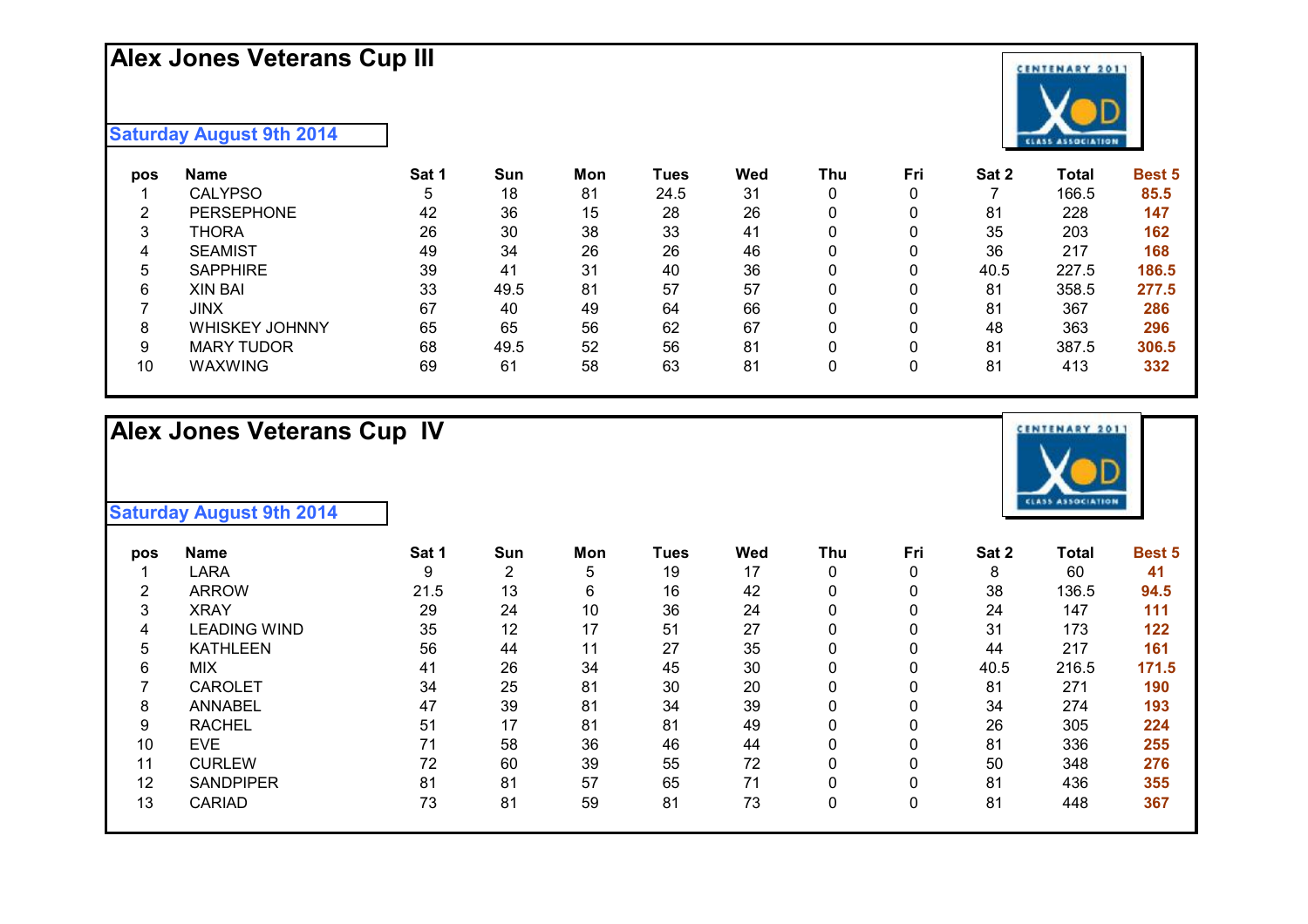# Alex Jones Veterans Cup III

**Saturday August 9th 2014**

| pos | Name | Sat 1 | Sun | Mon | Tues | Wed | Thu | Fri | Sat 2 | Total | Best 5 |
|---|---|---|---|---|---|---|---|---|---|---|---|
| 1 | CALYPSO | 5 | 18 | 81 | 24.5 | 31 | 0 | 0 | 7 | 166.5 | **85.5** |
| 2 | PERSEPHONE | 42 | 36 | 15 | 28 | 26 | 0 | 0 | 81 | 228 | **147** |
| 3 | THORA | 26 | 30 | 38 | 33 | 41 | 0 | 0 | 35 | 203 | **162** |
| 4 | SEAMIST | 49 | 34 | 26 | 26 | 46 | 0 | 0 | 36 | 217 | **168** |
| 5 | SAPPHIRE | 39 | 41 | 31 | 40 | 36 | 0 | 0 | 40.5 | 227.5 | **186.5** |
| 6 | XIN BAI | 33 | 49.5 | 81 | 57 | 57 | 0 | 0 | 81 | 358.5 | **277.5** |
| 7 | JINX | 67 | 40 | 49 | 64 | 66 | 0 | 0 | 81 | 367 | **286** |
| 8 | WHISKEY JOHNNY | 65 | 65 | 56 | 62 | 67 | 0 | 0 | 48 | 363 | **296** |
| 9 | MARY TUDOR | 68 | 49.5 | 52 | 56 | 81 | 0 | 0 | 81 | 387.5 | **306.5** |
| 10 | WAXWING | 69 | 61 | 58 | 63 | 81 | 0 | 0 | 81 | 413 | **332** |

# Alex Jones Veterans Cup IV

**Saturday August 9th 2014**

| pos | Name | Sat 1 | Sun | Mon | Tues | Wed | Thu | Fri | Sat 2 | Total | Best 5 |
|---|---|---|---|---|---|---|---|---|---|---|---|
| 1 | LARA | 9 | 2 | 5 | 19 | 17 | 0 | 0 | 8 | 60 | **41** |
| 2 | ARROW | 21.5 | 13 | 6 | 16 | 42 | 0 | 0 | 38 | 136.5 | **94.5** |
| 3 | XRAY | 29 | 24 | 10 | 36 | 24 | 0 | 0 | 24 | 147 | **111** |
| 4 | LEADING WIND | 35 | 12 | 17 | 51 | 27 | 0 | 0 | 31 | 173 | **122** |
| 5 | KATHLEEN | 56 | 44 | 11 | 27 | 35 | 0 | 0 | 44 | 217 | **161** |
| 6 | MIX | 41 | 26 | 34 | 45 | 30 | 0 | 0 | 40.5 | 216.5 | **171.5** |
| 7 | CAROLET | 34 | 25 | 81 | 30 | 20 | 0 | 0 | 81 | 271 | **190** |
| 8 | ANNABEL | 47 | 39 | 81 | 34 | 39 | 0 | 0 | 34 | 274 | **193** |
| 9 | RACHEL | 51 | 17 | 81 | 81 | 49 | 0 | 0 | 26 | 305 | **224** |
| 10 | EVE | 71 | 58 | 36 | 46 | 44 | 0 | 0 | 81 | 336 | **255** |
| 11 | CURLEW | 72 | 60 | 39 | 55 | 72 | 0 | 0 | 50 | 348 | **276** |
| 12 | SANDPIPER | 81 | 81 | 57 | 65 | 71 | 0 | 0 | 81 | 436 | **355** |
| 13 | CARIAD | 73 | 81 | 59 | 81 | 73 | 0 | 0 | 81 | 448 | **367** |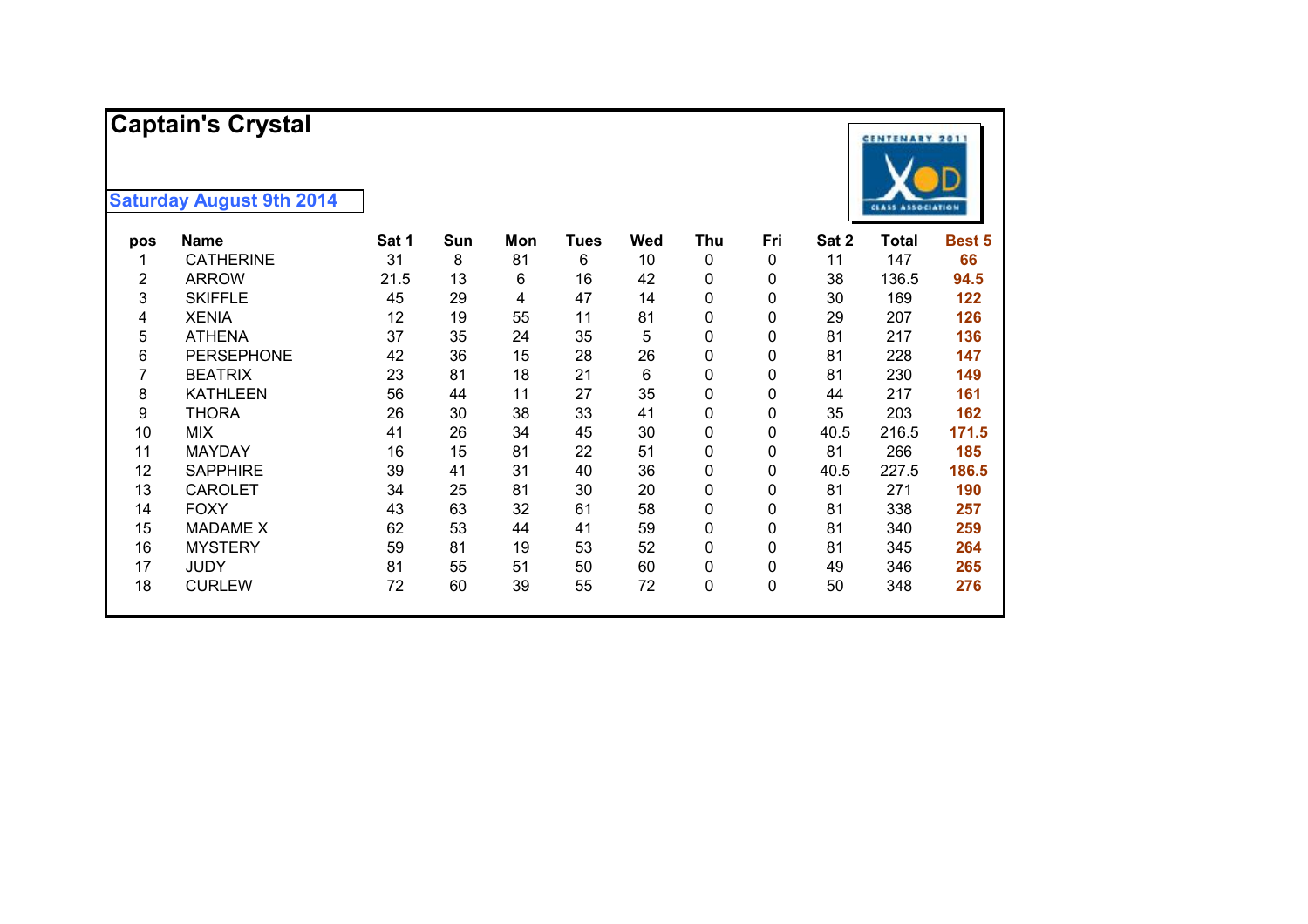# Captain's Crystal

**Saturday August 9th 2014**

| pos | Name | Sat 1 | Sun | Mon | Tues | Wed | Thu | Fri | Sat 2 | Total | Best 5 |
|---|---|---|---|---|---|---|---|---|---|---|---|
| 1 | CATHERINE | 31 | 8 | 81 | 6 | 10 | 0 | 0 | 11 | 147 | **66** |
| 2 | ARROW | 21.5 | 13 | 6 | 16 | 42 | 0 | 0 | 38 | 136.5 | **94.5** |
| 3 | SKIFFLE | 45 | 29 | 4 | 47 | 14 | 0 | 0 | 30 | 169 | **122** |
| 4 | XENIA | 12 | 19 | 55 | 11 | 81 | 0 | 0 | 29 | 207 | **126** |
| 5 | ATHENA | 37 | 35 | 24 | 35 | 5 | 0 | 0 | 81 | 217 | **136** |
| 6 | PERSEPHONE | 42 | 36 | 15 | 28 | 26 | 0 | 0 | 81 | 228 | **147** |
| 7 | BEATRIX | 23 | 81 | 18 | 21 | 6 | 0 | 0 | 81 | 230 | **149** |
| 8 | KATHLEEN | 56 | 44 | 11 | 27 | 35 | 0 | 0 | 44 | 217 | **161** |
| 9 | THORA | 26 | 30 | 38 | 33 | 41 | 0 | 0 | 35 | 203 | **162** |
| 10 | MIX | 41 | 26 | 34 | 45 | 30 | 0 | 0 | 40.5 | 216.5 | **171.5** |
| 11 | MAYDAY | 16 | 15 | 81 | 22 | 51 | 0 | 0 | 81 | 266 | **185** |
| 12 | SAPPHIRE | 39 | 41 | 31 | 40 | 36 | 0 | 0 | 40.5 | 227.5 | **186.5** |
| 13 | CAROLET | 34 | 25 | 81 | 30 | 20 | 0 | 0 | 81 | 271 | **190** |
| 14 | FOXY | 43 | 63 | 32 | 61 | 58 | 0 | 0 | 81 | 338 | **257** |
| 15 | MADAME X | 62 | 53 | 44 | 41 | 59 | 0 | 0 | 81 | 340 | **259** |
| 16 | MYSTERY | 59 | 81 | 19 | 53 | 52 | 0 | 0 | 81 | 345 | **264** |
| 17 | JUDY | 81 | 55 | 51 | 50 | 60 | 0 | 0 | 49 | 346 | **265** |
| 18 | CURLEW | 72 | 60 | 39 | 55 | 72 | 0 | 0 | 50 | 348 | **276** |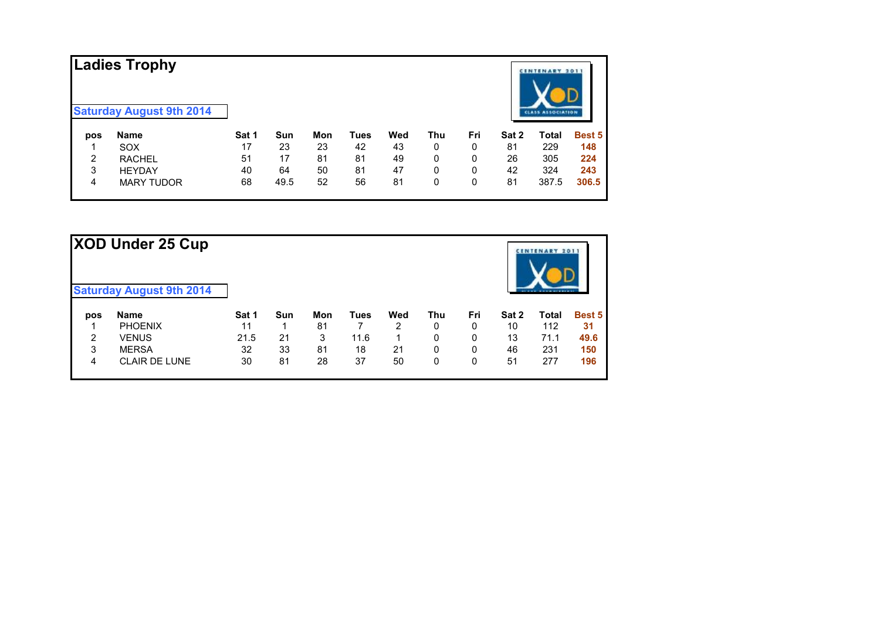## Ladies Trophy

**Saturday August 9th 2014**

| pos | Name | Sat 1 | Sun | Mon | Tues | Wed | Thu | Fri | Sat 2 | Total | Best 5 |
|---|---|---|---|---|---|---|---|---|---|---|---|
| 1 | SOX | 17 | 23 | 23 | 42 | 43 | 0 | 0 | 81 | 229 | **148** |
| 2 | RACHEL | 51 | 17 | 81 | 81 | 49 | 0 | 0 | 26 | 305 | **224** |
| 3 | HEYDAY | 40 | 64 | 50 | 81 | 47 | 0 | 0 | 42 | 324 | **243** |
| 4 | MARY TUDOR | 68 | 49.5 | 52 | 56 | 81 | 0 | 0 | 81 | 387.5 | **306.5** |

## XOD Under 25 Cup

**Saturday August 9th 2014**

| pos | Name | Sat 1 | Sun | Mon | Tues | Wed | Thu | Fri | Sat 2 | Total | Best 5 |
|---|---|---|---|---|---|---|---|---|---|---|---|
| 1 | PHOENIX | 11 | 1 | 81 | 7 | 2 | 0 | 0 | 10 | 112 | **31** |
| 2 | VENUS | 21.5 | 21 | 3 | 11.6 | 1 | 0 | 0 | 13 | 71.1 | **49.6** |
| 3 | MERSA | 32 | 33 | 81 | 18 | 21 | 0 | 0 | 46 | 231 | **150** |
| 4 | CLAIR DE LUNE | 30 | 81 | 28 | 37 | 50 | 0 | 0 | 51 | 277 | **196** |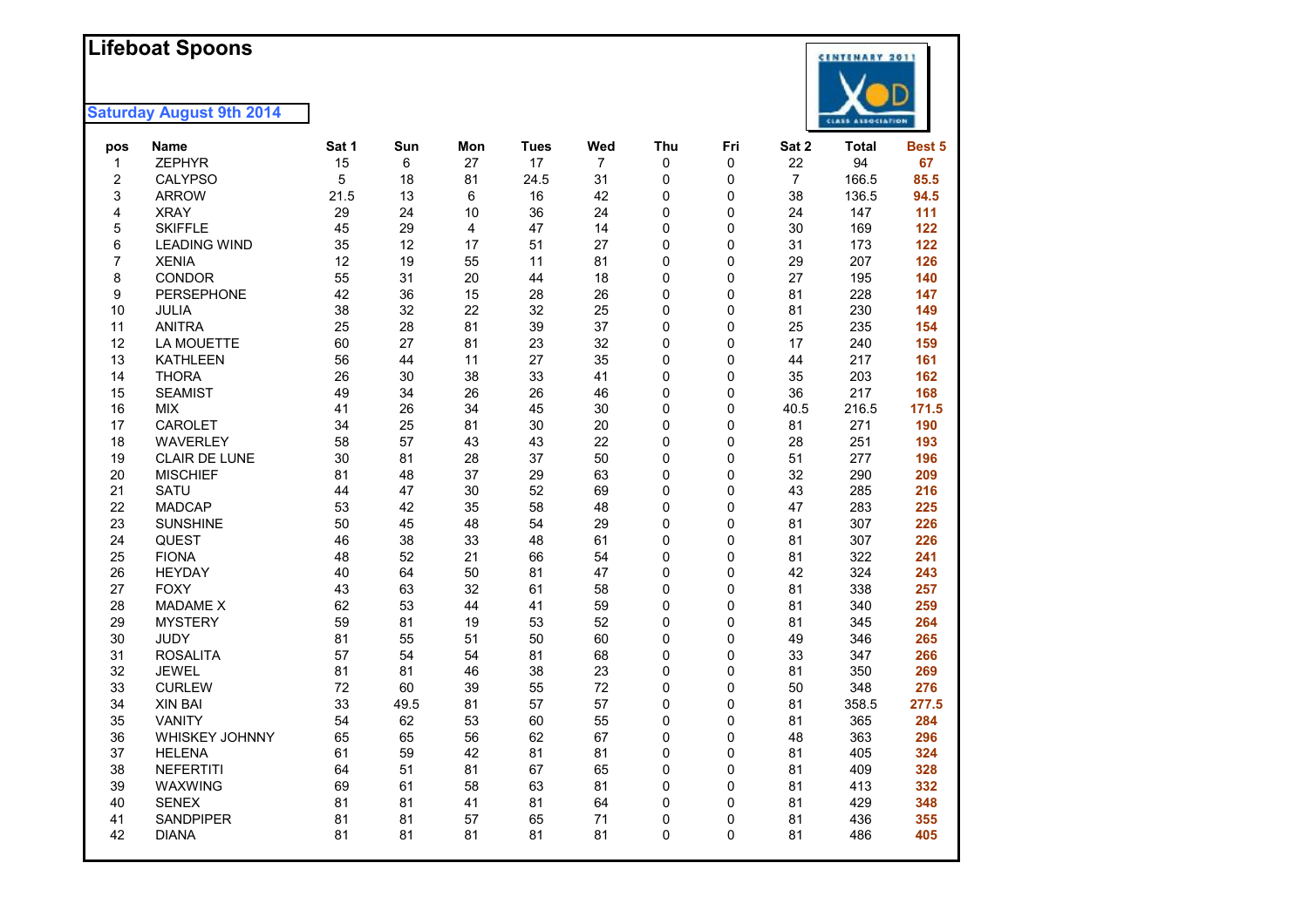# Lifeboat Spoons

**Saturday August 9th 2014**

| pos | Name | Sat 1 | Sun | Mon | Tues | Wed | Thu | Fri | Sat 2 | Total | Best 5 |
|---|---|---|---|---|---|---|---|---|---|---|---|
| 1 | ZEPHYR | 15 | 6 | 27 | 17 | 7 | 0 | 0 | 22 | 94 | 67 |
| 2 | CALYPSO | 5 | 18 | 81 | 24.5 | 31 | 0 | 0 | 7 | 166.5 | 85.5 |
| 3 | ARROW | 21.5 | 13 | 6 | 16 | 42 | 0 | 0 | 38 | 136.5 | 94.5 |
| 4 | XRAY | 29 | 24 | 10 | 36 | 24 | 0 | 0 | 24 | 147 | 111 |
| 5 | SKIFFLE | 45 | 29 | 4 | 47 | 14 | 0 | 0 | 30 | 169 | 122 |
| 6 | LEADING WIND | 35 | 12 | 17 | 51 | 27 | 0 | 0 | 31 | 173 | 122 |
| 7 | XENIA | 12 | 19 | 55 | 11 | 81 | 0 | 0 | 29 | 207 | 126 |
| 8 | CONDOR | 55 | 31 | 20 | 44 | 18 | 0 | 0 | 27 | 195 | 140 |
| 9 | PERSEPHONE | 42 | 36 | 15 | 28 | 26 | 0 | 0 | 81 | 228 | 147 |
| 10 | JULIA | 38 | 32 | 22 | 32 | 25 | 0 | 0 | 81 | 230 | 149 |
| 11 | ANITRA | 25 | 28 | 81 | 39 | 37 | 0 | 0 | 25 | 235 | 154 |
| 12 | LA MOUETTE | 60 | 27 | 81 | 23 | 32 | 0 | 0 | 17 | 240 | 159 |
| 13 | KATHLEEN | 56 | 44 | 11 | 27 | 35 | 0 | 0 | 44 | 217 | 161 |
| 14 | THORA | 26 | 30 | 38 | 33 | 41 | 0 | 0 | 35 | 203 | 162 |
| 15 | SEAMIST | 49 | 34 | 26 | 26 | 46 | 0 | 0 | 36 | 217 | 168 |
| 16 | MIX | 41 | 26 | 34 | 45 | 30 | 0 | 0 | 40.5 | 216.5 | 171.5 |
| 17 | CAROLET | 34 | 25 | 81 | 30 | 20 | 0 | 0 | 81 | 271 | 190 |
| 18 | WAVERLEY | 58 | 57 | 43 | 43 | 22 | 0 | 0 | 28 | 251 | 193 |
| 19 | CLAIR DE LUNE | 30 | 81 | 28 | 37 | 50 | 0 | 0 | 51 | 277 | 196 |
| 20 | MISCHIEF | 81 | 48 | 37 | 29 | 63 | 0 | 0 | 32 | 290 | 209 |
| 21 | SATU | 44 | 47 | 30 | 52 | 69 | 0 | 0 | 43 | 285 | 216 |
| 22 | MADCAP | 53 | 42 | 35 | 58 | 48 | 0 | 0 | 47 | 283 | 225 |
| 23 | SUNSHINE | 50 | 45 | 48 | 54 | 29 | 0 | 0 | 81 | 307 | 226 |
| 24 | QUEST | 46 | 38 | 33 | 48 | 61 | 0 | 0 | 81 | 307 | 226 |
| 25 | FIONA | 48 | 52 | 21 | 66 | 54 | 0 | 0 | 81 | 322 | 241 |
| 26 | HEYDAY | 40 | 64 | 50 | 81 | 47 | 0 | 0 | 42 | 324 | 243 |
| 27 | FOXY | 43 | 63 | 32 | 61 | 58 | 0 | 0 | 81 | 338 | 257 |
| 28 | MADAME X | 62 | 53 | 44 | 41 | 59 | 0 | 0 | 81 | 340 | 259 |
| 29 | MYSTERY | 59 | 81 | 19 | 53 | 52 | 0 | 0 | 81 | 345 | 264 |
| 30 | JUDY | 81 | 55 | 51 | 50 | 60 | 0 | 0 | 49 | 346 | 265 |
| 31 | ROSALITA | 57 | 54 | 54 | 81 | 68 | 0 | 0 | 33 | 347 | 266 |
| 32 | JEWEL | 81 | 81 | 46 | 38 | 23 | 0 | 0 | 81 | 350 | 269 |
| 33 | CURLEW | 72 | 60 | 39 | 55 | 72 | 0 | 0 | 50 | 348 | 276 |
| 34 | XIN BAI | 33 | 49.5 | 81 | 57 | 57 | 0 | 0 | 81 | 358.5 | 277.5 |
| 35 | VANITY | 54 | 62 | 53 | 60 | 55 | 0 | 0 | 81 | 365 | 284 |
| 36 | WHISKEY JOHNNY | 65 | 65 | 56 | 62 | 67 | 0 | 0 | 48 | 363 | 296 |
| 37 | HELENA | 61 | 59 | 42 | 81 | 81 | 0 | 0 | 81 | 405 | 324 |
| 38 | NEFERTITI | 64 | 51 | 81 | 67 | 65 | 0 | 0 | 81 | 409 | 328 |
| 39 | WAXWING | 69 | 61 | 58 | 63 | 81 | 0 | 0 | 81 | 413 | 332 |
| 40 | SENEX | 81 | 81 | 41 | 81 | 64 | 0 | 0 | 81 | 429 | 348 |
| 41 | SANDPIPER | 81 | 81 | 57 | 65 | 71 | 0 | 0 | 81 | 436 | 355 |
| 42 | DIANA | 81 | 81 | 81 | 81 | 81 | 0 | 0 | 81 | 486 | 405 |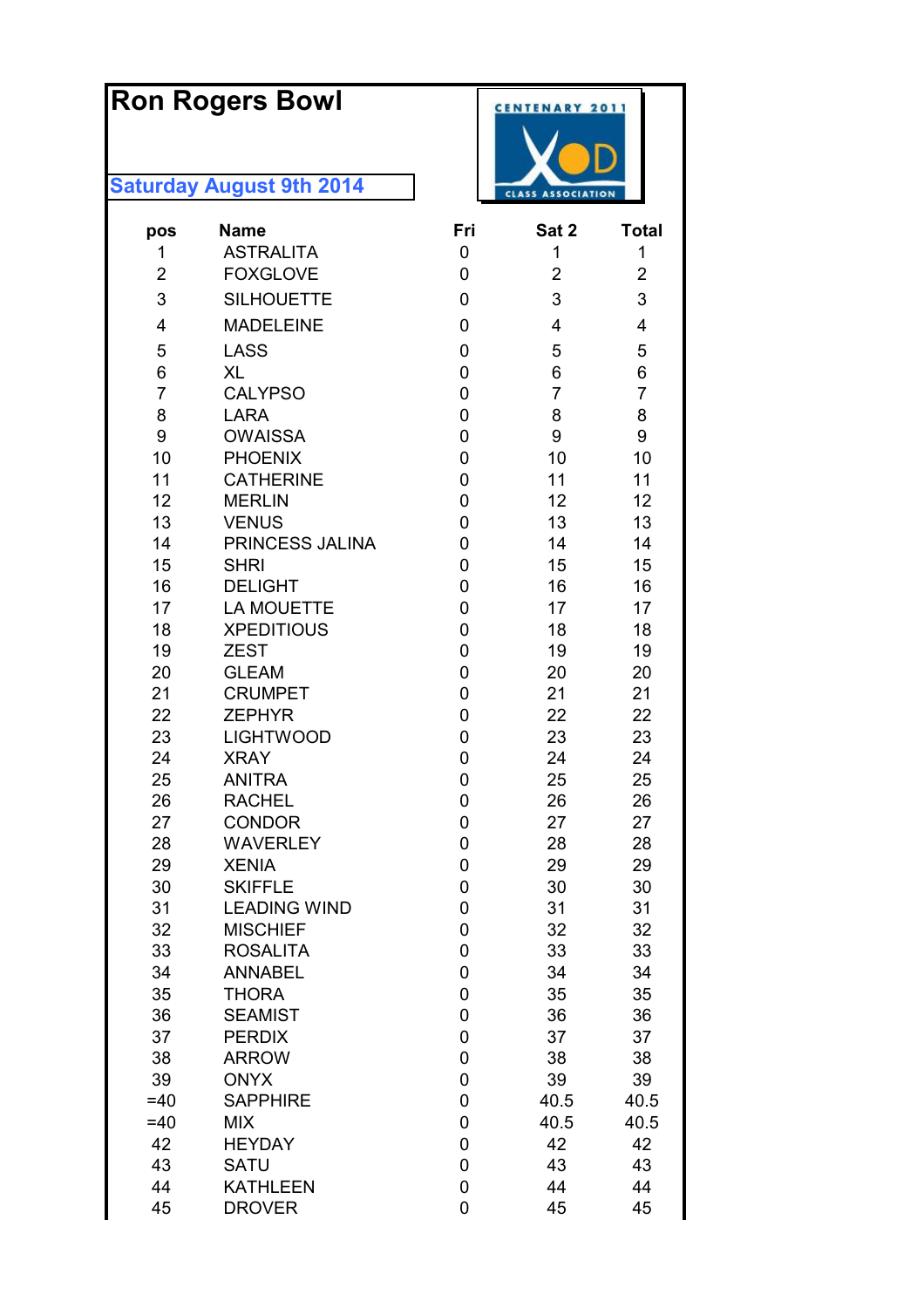# Ron Rogers Bowl

**Saturday August 9th 2014**

| pos | Name | Fri | Sat 2 | Total |
|---|---|---|---|---|
| 1 | ASTRALITA | 0 | 1 | 1 |
| 2 | FOXGLOVE | 0 | 2 | 2 |
| 3 | SILHOUETTE | 0 | 3 | 3 |
| 4 | MADELEINE | 0 | 4 | 4 |
| 5 | LASS | 0 | 5 | 5 |
| 6 | XL | 0 | 6 | 6 |
| 7 | CALYPSO | 0 | 7 | 7 |
| 8 | LARA | 0 | 8 | 8 |
| 9 | OWAISSA | 0 | 9 | 9 |
| 10 | PHOENIX | 0 | 10 | 10 |
| 11 | CATHERINE | 0 | 11 | 11 |
| 12 | MERLIN | 0 | 12 | 12 |
| 13 | VENUS | 0 | 13 | 13 |
| 14 | PRINCESS JALINA | 0 | 14 | 14 |
| 15 | SHRI | 0 | 15 | 15 |
| 16 | DELIGHT | 0 | 16 | 16 |
| 17 | LA MOUETTE | 0 | 17 | 17 |
| 18 | XPEDITIOUS | 0 | 18 | 18 |
| 19 | ZEST | 0 | 19 | 19 |
| 20 | GLEAM | 0 | 20 | 20 |
| 21 | CRUMPET | 0 | 21 | 21 |
| 22 | ZEPHYR | 0 | 22 | 22 |
| 23 | LIGHTWOOD | 0 | 23 | 23 |
| 24 | XRAY | 0 | 24 | 24 |
| 25 | ANITRA | 0 | 25 | 25 |
| 26 | RACHEL | 0 | 26 | 26 |
| 27 | CONDOR | 0 | 27 | 27 |
| 28 | WAVERLEY | 0 | 28 | 28 |
| 29 | XENIA | 0 | 29 | 29 |
| 30 | SKIFFLE | 0 | 30 | 30 |
| 31 | LEADING WIND | 0 | 31 | 31 |
| 32 | MISCHIEF | 0 | 32 | 32 |
| 33 | ROSALITA | 0 | 33 | 33 |
| 34 | ANNABEL | 0 | 34 | 34 |
| 35 | THORA | 0 | 35 | 35 |
| 36 | SEAMIST | 0 | 36 | 36 |
| 37 | PERDIX | 0 | 37 | 37 |
| 38 | ARROW | 0 | 38 | 38 |
| 39 | ONYX | 0 | 39 | 39 |
| =40 | SAPPHIRE | 0 | 40.5 | 40.5 |
| =40 | MIX | 0 | 40.5 | 40.5 |
| 42 | HEYDAY | 0 | 42 | 42 |
| 43 | SATU | 0 | 43 | 43 |
| 44 | KATHLEEN | 0 | 44 | 44 |
| 45 | DROVER | 0 | 45 | 45 |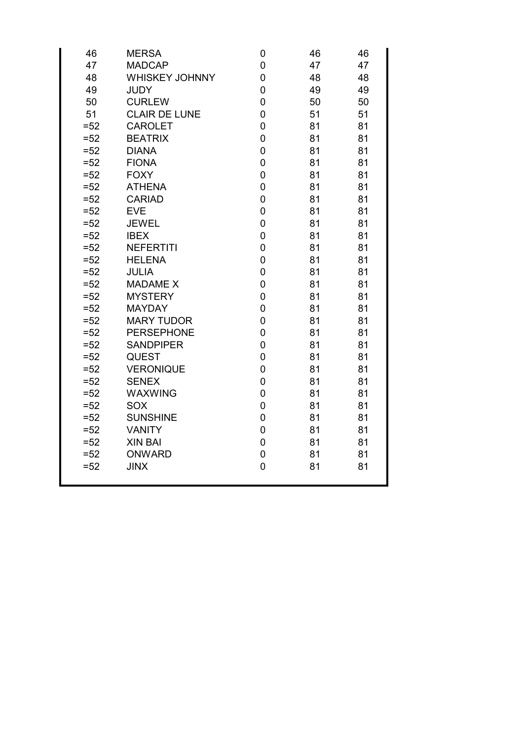| | | | | |
|---|---|---|---|---|
| 46 | MERSA | 0 | 46 | 46 |
| 47 | MADCAP | 0 | 47 | 47 |
| 48 | WHISKEY JOHNNY | 0 | 48 | 48 |
| 49 | JUDY | 0 | 49 | 49 |
| 50 | CURLEW | 0 | 50 | 50 |
| 51 | CLAIR DE LUNE | 0 | 51 | 51 |
| =52 | CAROLET | 0 | 81 | 81 |
| =52 | BEATRIX | 0 | 81 | 81 |
| =52 | DIANA | 0 | 81 | 81 |
| =52 | FIONA | 0 | 81 | 81 |
| =52 | FOXY | 0 | 81 | 81 |
| =52 | ATHENA | 0 | 81 | 81 |
| =52 | CARIAD | 0 | 81 | 81 |
| =52 | EVE | 0 | 81 | 81 |
| =52 | JEWEL | 0 | 81 | 81 |
| =52 | IBEX | 0 | 81 | 81 |
| =52 | NEFERTITI | 0 | 81 | 81 |
| =52 | HELENA | 0 | 81 | 81 |
| =52 | JULIA | 0 | 81 | 81 |
| =52 | MADAME X | 0 | 81 | 81 |
| =52 | MYSTERY | 0 | 81 | 81 |
| =52 | MAYDAY | 0 | 81 | 81 |
| =52 | MARY TUDOR | 0 | 81 | 81 |
| =52 | PERSEPHONE | 0 | 81 | 81 |
| =52 | SANDPIPER | 0 | 81 | 81 |
| =52 | QUEST | 0 | 81 | 81 |
| =52 | VERONIQUE | 0 | 81 | 81 |
| =52 | SENEX | 0 | 81 | 81 |
| =52 | WAXWING | 0 | 81 | 81 |
| =52 | SOX | 0 | 81 | 81 |
| =52 | SUNSHINE | 0 | 81 | 81 |
| =52 | VANITY | 0 | 81 | 81 |
| =52 | XIN BAI | 0 | 81 | 81 |
| =52 | ONWARD | 0 | 81 | 81 |
| =52 | JINX | 0 | 81 | 81 |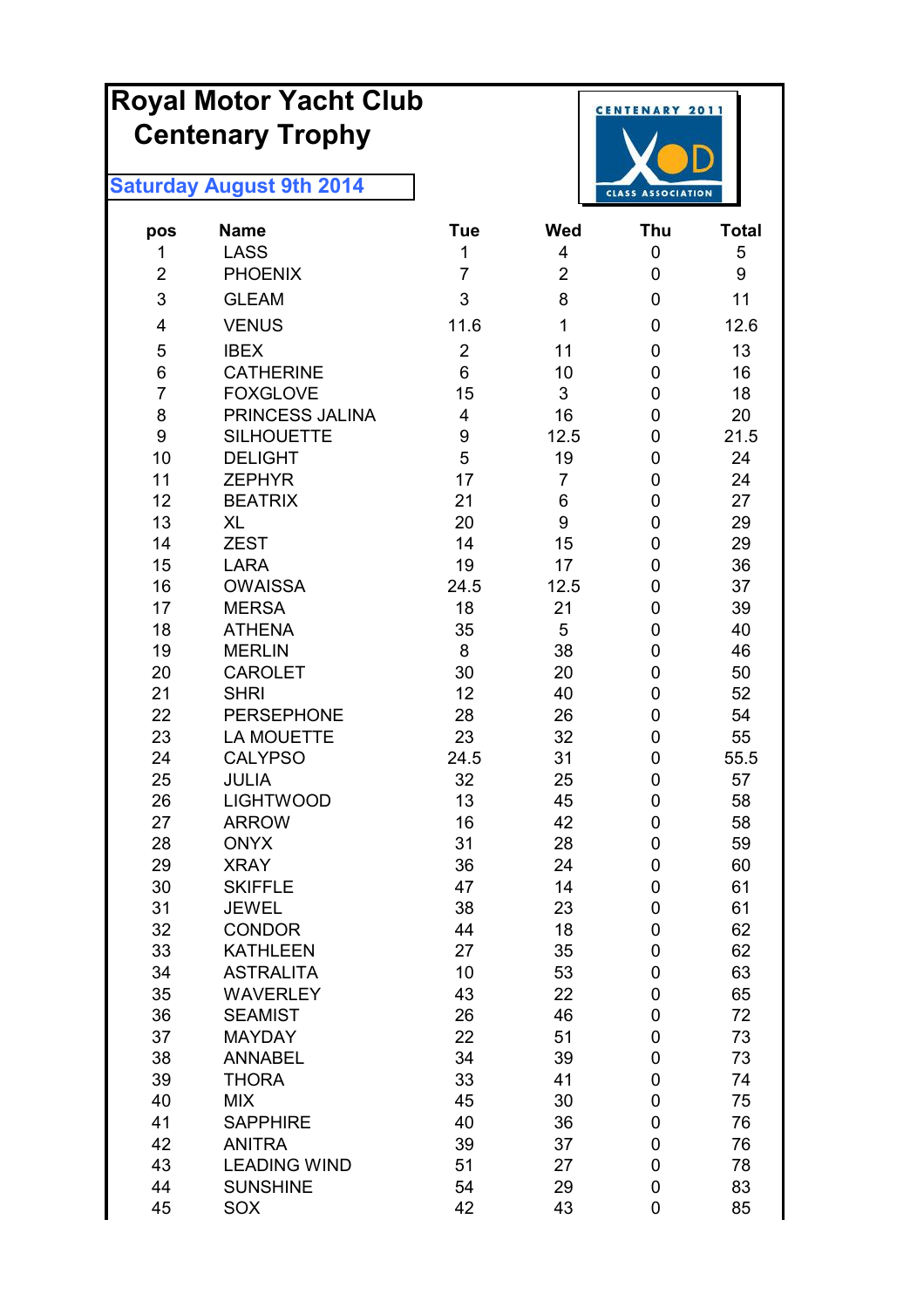# Royal Motor Yacht Club
## Centenary Trophy

**Saturday August 9th 2014**

CENTENARY 2011 XOD CLASS ASSOCIATION

| pos | Name | Tue | Wed | Thu | Total |
|---|---|---|---|---|---|
| 1 | LASS | 1 | 4 | 0 | 5 |
| 2 | PHOENIX | 7 | 2 | 0 | 9 |
| 3 | GLEAM | 3 | 8 | 0 | 11 |
| 4 | VENUS | 11.6 | 1 | 0 | 12.6 |
| 5 | IBEX | 2 | 11 | 0 | 13 |
| 6 | CATHERINE | 6 | 10 | 0 | 16 |
| 7 | FOXGLOVE | 15 | 3 | 0 | 18 |
| 8 | PRINCESS JALINA | 4 | 16 | 0 | 20 |
| 9 | SILHOUETTE | 9 | 12.5 | 0 | 21.5 |
| 10 | DELIGHT | 5 | 19 | 0 | 24 |
| 11 | ZEPHYR | 17 | 7 | 0 | 24 |
| 12 | BEATRIX | 21 | 6 | 0 | 27 |
| 13 | XL | 20 | 9 | 0 | 29 |
| 14 | ZEST | 14 | 15 | 0 | 29 |
| 15 | LARA | 19 | 17 | 0 | 36 |
| 16 | OWAISSA | 24.5 | 12.5 | 0 | 37 |
| 17 | MERSA | 18 | 21 | 0 | 39 |
| 18 | ATHENA | 35 | 5 | 0 | 40 |
| 19 | MERLIN | 8 | 38 | 0 | 46 |
| 20 | CAROLET | 30 | 20 | 0 | 50 |
| 21 | SHRI | 12 | 40 | 0 | 52 |
| 22 | PERSEPHONE | 28 | 26 | 0 | 54 |
| 23 | LA MOUETTE | 23 | 32 | 0 | 55 |
| 24 | CALYPSO | 24.5 | 31 | 0 | 55.5 |
| 25 | JULIA | 32 | 25 | 0 | 57 |
| 26 | LIGHTWOOD | 13 | 45 | 0 | 58 |
| 27 | ARROW | 16 | 42 | 0 | 58 |
| 28 | ONYX | 31 | 28 | 0 | 59 |
| 29 | XRAY | 36 | 24 | 0 | 60 |
| 30 | SKIFFLE | 47 | 14 | 0 | 61 |
| 31 | JEWEL | 38 | 23 | 0 | 61 |
| 32 | CONDOR | 44 | 18 | 0 | 62 |
| 33 | KATHLEEN | 27 | 35 | 0 | 62 |
| 34 | ASTRALITA | 10 | 53 | 0 | 63 |
| 35 | WAVERLEY | 43 | 22 | 0 | 65 |
| 36 | SEAMIST | 26 | 46 | 0 | 72 |
| 37 | MAYDAY | 22 | 51 | 0 | 73 |
| 38 | ANNABEL | 34 | 39 | 0 | 73 |
| 39 | THORA | 33 | 41 | 0 | 74 |
| 40 | MIX | 45 | 30 | 0 | 75 |
| 41 | SAPPHIRE | 40 | 36 | 0 | 76 |
| 42 | ANITRA | 39 | 37 | 0 | 76 |
| 43 | LEADING WIND | 51 | 27 | 0 | 78 |
| 44 | SUNSHINE | 54 | 29 | 0 | 83 |
| 45 | SOX | 42 | 43 | 0 | 85 |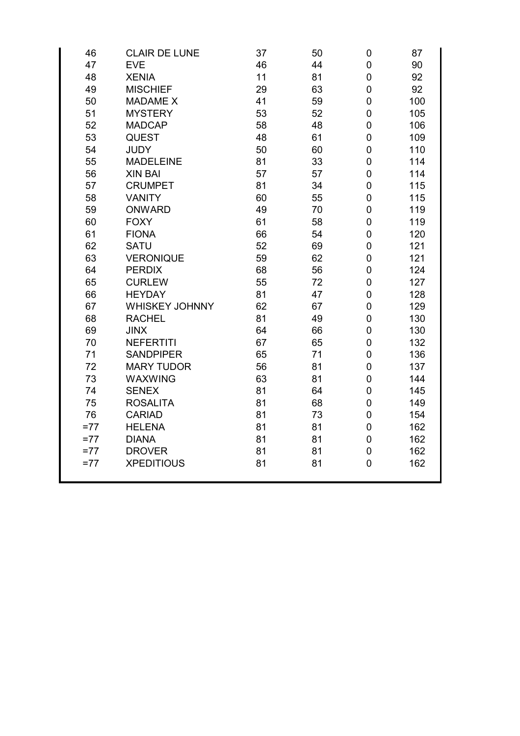| | | | | | |
|---|---|---|---|---|---|
| 46 | CLAIR DE LUNE | 37 | 50 | 0 | 87 |
| 47 | EVE | 46 | 44 | 0 | 90 |
| 48 | XENIA | 11 | 81 | 0 | 92 |
| 49 | MISCHIEF | 29 | 63 | 0 | 92 |
| 50 | MADAME X | 41 | 59 | 0 | 100 |
| 51 | MYSTERY | 53 | 52 | 0 | 105 |
| 52 | MADCAP | 58 | 48 | 0 | 106 |
| 53 | QUEST | 48 | 61 | 0 | 109 |
| 54 | JUDY | 50 | 60 | 0 | 110 |
| 55 | MADELEINE | 81 | 33 | 0 | 114 |
| 56 | XIN BAI | 57 | 57 | 0 | 114 |
| 57 | CRUMPET | 81 | 34 | 0 | 115 |
| 58 | VANITY | 60 | 55 | 0 | 115 |
| 59 | ONWARD | 49 | 70 | 0 | 119 |
| 60 | FOXY | 61 | 58 | 0 | 119 |
| 61 | FIONA | 66 | 54 | 0 | 120 |
| 62 | SATU | 52 | 69 | 0 | 121 |
| 63 | VERONIQUE | 59 | 62 | 0 | 121 |
| 64 | PERDIX | 68 | 56 | 0 | 124 |
| 65 | CURLEW | 55 | 72 | 0 | 127 |
| 66 | HEYDAY | 81 | 47 | 0 | 128 |
| 67 | WHISKEY JOHNNY | 62 | 67 | 0 | 129 |
| 68 | RACHEL | 81 | 49 | 0 | 130 |
| 69 | JINX | 64 | 66 | 0 | 130 |
| 70 | NEFERTITI | 67 | 65 | 0 | 132 |
| 71 | SANDPIPER | 65 | 71 | 0 | 136 |
| 72 | MARY TUDOR | 56 | 81 | 0 | 137 |
| 73 | WAXWING | 63 | 81 | 0 | 144 |
| 74 | SENEX | 81 | 64 | 0 | 145 |
| 75 | ROSALITA | 81 | 68 | 0 | 149 |
| 76 | CARIAD | 81 | 73 | 0 | 154 |
| =77 | HELENA | 81 | 81 | 0 | 162 |
| =77 | DIANA | 81 | 81 | 0 | 162 |
| =77 | DROVER | 81 | 81 | 0 | 162 |
| =77 | XPEDITIOUS | 81 | 81 | 0 | 162 |